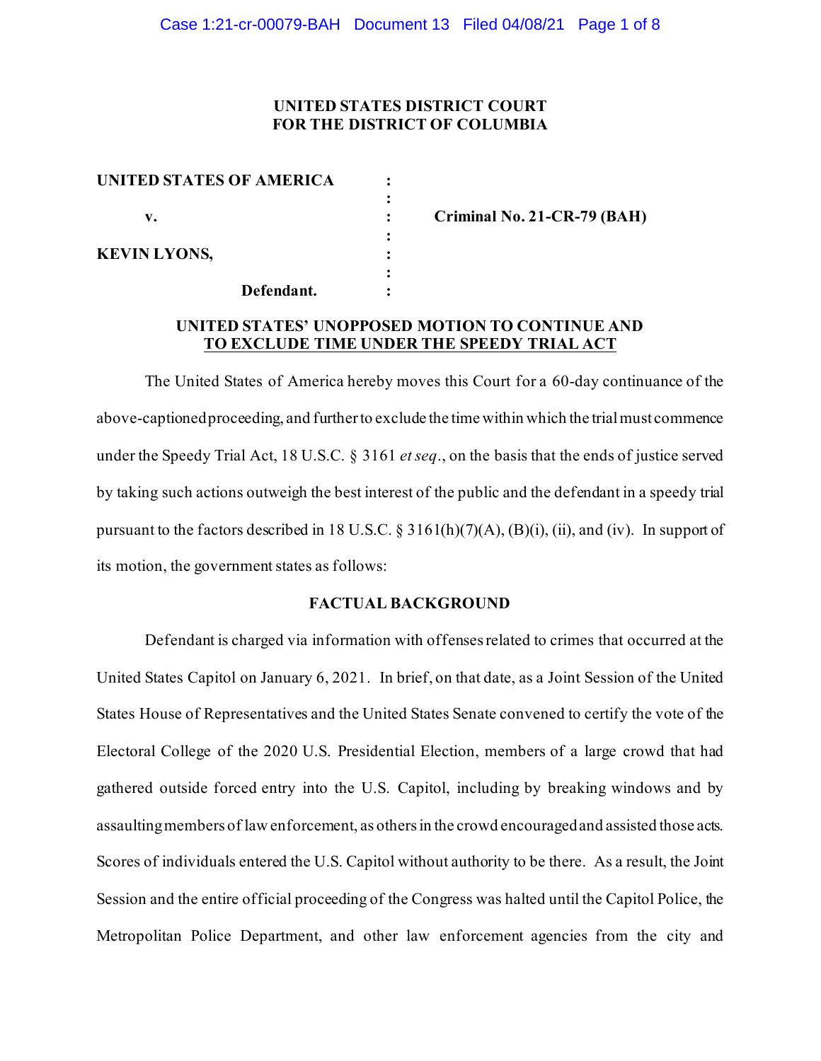**UNITED STATES DISTRICT COURT**
**FOR THE DISTRICT OF COLUMBIA**

| | | |
|---|---|---|
| **UNITED STATES OF AMERICA** | : | |
| | : | |
| **v.** | : | **Criminal No. 21-CR-79 (BAH)** |
| | : | |
| **KEVIN LYONS,** | : | |
| | : | |
| **Defendant.** | : | |

**UNITED STATES' UNOPPOSED MOTION TO CONTINUE AND TO EXCLUDE TIME UNDER THE SPEEDY TRIAL ACT**

The United States of America hereby moves this Court for a 60-day continuance of the above-captioned proceeding, and further to exclude the time within which the trial must commence under the Speedy Trial Act, 18 U.S.C. § 3161 *et seq*., on the basis that the ends of justice served by taking such actions outweigh the best interest of the public and the defendant in a speedy trial pursuant to the factors described in 18 U.S.C. § 3161(h)(7)(A), (B)(i), (ii), and (iv). In support of its motion, the government states as follows:

**FACTUAL BACKGROUND**

Defendant is charged via information with offenses related to crimes that occurred at the United States Capitol on January 6, 2021. In brief, on that date, as a Joint Session of the United States House of Representatives and the United States Senate convened to certify the vote of the Electoral College of the 2020 U.S. Presidential Election, members of a large crowd that had gathered outside forced entry into the U.S. Capitol, including by breaking windows and by assaulting members of law enforcement, as others in the crowd encouraged and assisted those acts. Scores of individuals entered the U.S. Capitol without authority to be there. As a result, the Joint Session and the entire official proceeding of the Congress was halted until the Capitol Police, the Metropolitan Police Department, and other law enforcement agencies from the city and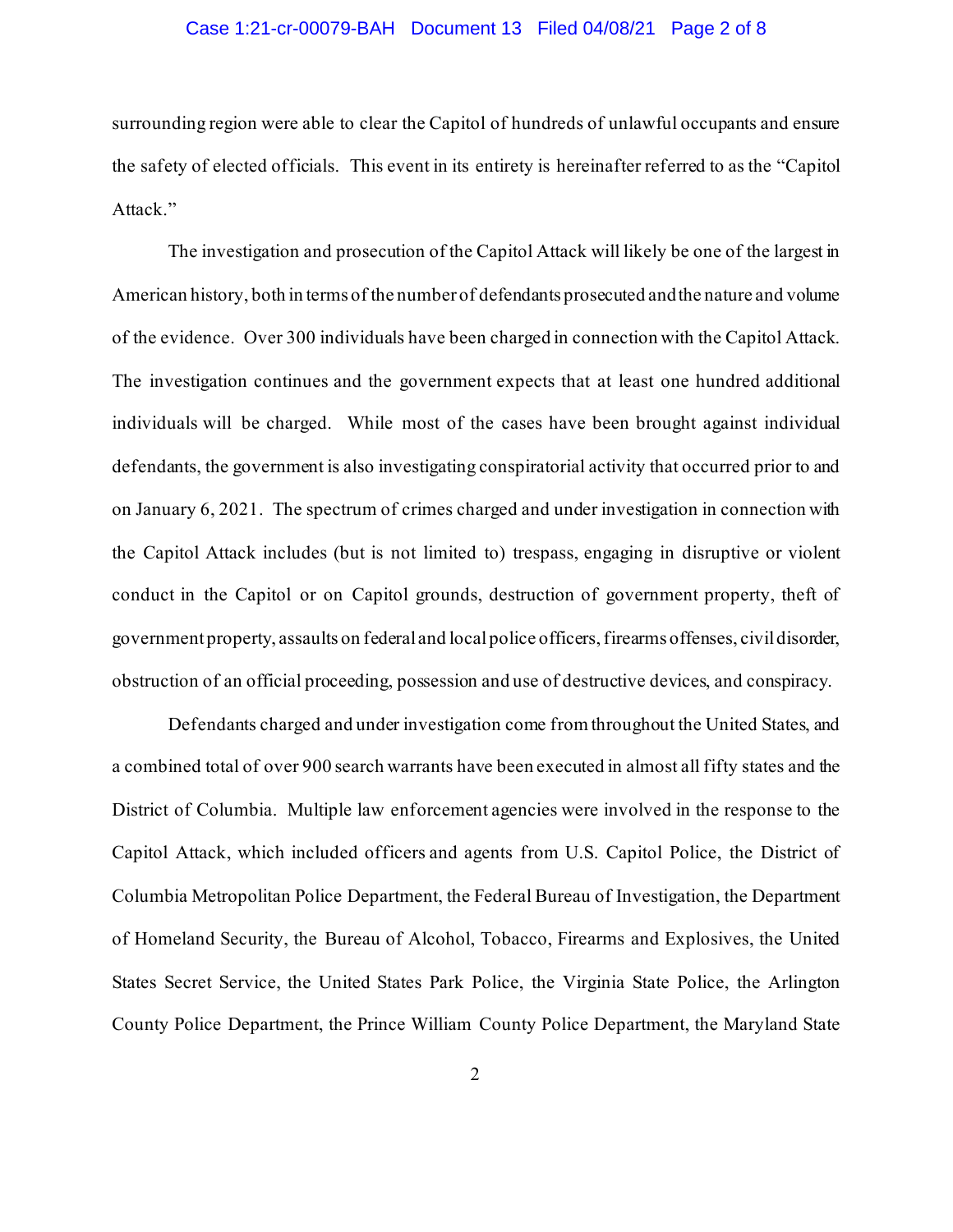surrounding region were able to clear the Capitol of hundreds of unlawful occupants and ensure the safety of elected officials. This event in its entirety is hereinafter referred to as the "Capitol Attack."

The investigation and prosecution of the Capitol Attack will likely be one of the largest in American history, both in terms of the number of defendants prosecuted and the nature and volume of the evidence. Over 300 individuals have been charged in connection with the Capitol Attack. The investigation continues and the government expects that at least one hundred additional individuals will be charged. While most of the cases have been brought against individual defendants, the government is also investigating conspiratorial activity that occurred prior to and on January 6, 2021. The spectrum of crimes charged and under investigation in connection with the Capitol Attack includes (but is not limited to) trespass, engaging in disruptive or violent conduct in the Capitol or on Capitol grounds, destruction of government property, theft of government property, assaults on federal and local police officers, firearms offenses, civil disorder, obstruction of an official proceeding, possession and use of destructive devices, and conspiracy.

Defendants charged and under investigation come from throughout the United States, and a combined total of over 900 search warrants have been executed in almost all fifty states and the District of Columbia. Multiple law enforcement agencies were involved in the response to the Capitol Attack, which included officers and agents from U.S. Capitol Police, the District of Columbia Metropolitan Police Department, the Federal Bureau of Investigation, the Department of Homeland Security, the Bureau of Alcohol, Tobacco, Firearms and Explosives, the United States Secret Service, the United States Park Police, the Virginia State Police, the Arlington County Police Department, the Prince William County Police Department, the Maryland State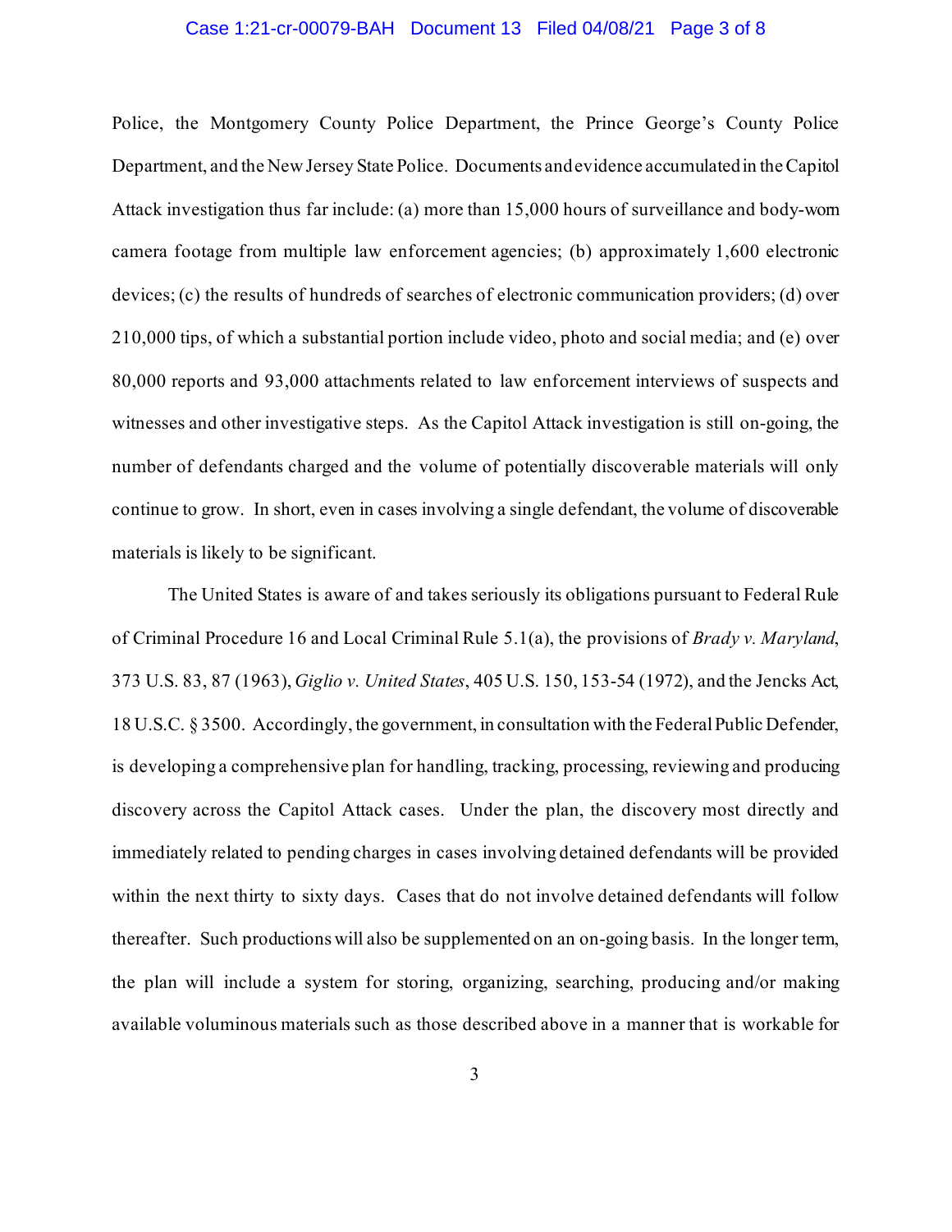Police, the Montgomery County Police Department, the Prince George's County Police Department, and the New Jersey State Police. Documents and evidence accumulated in the Capitol Attack investigation thus far include: (a) more than 15,000 hours of surveillance and body-worn camera footage from multiple law enforcement agencies; (b) approximately 1,600 electronic devices; (c) the results of hundreds of searches of electronic communication providers; (d) over 210,000 tips, of which a substantial portion include video, photo and social media; and (e) over 80,000 reports and 93,000 attachments related to law enforcement interviews of suspects and witnesses and other investigative steps. As the Capitol Attack investigation is still on-going, the number of defendants charged and the volume of potentially discoverable materials will only continue to grow. In short, even in cases involving a single defendant, the volume of discoverable materials is likely to be significant.

The United States is aware of and takes seriously its obligations pursuant to Federal Rule of Criminal Procedure 16 and Local Criminal Rule 5.1(a), the provisions of *Brady v. Maryland*, 373 U.S. 83, 87 (1963), *Giglio v. United States*, 405 U.S. 150, 153-54 (1972), and the Jencks Act, 18 U.S.C. § 3500. Accordingly, the government, in consultation with the Federal Public Defender, is developing a comprehensive plan for handling, tracking, processing, reviewing and producing discovery across the Capitol Attack cases. Under the plan, the discovery most directly and immediately related to pending charges in cases involving detained defendants will be provided within the next thirty to sixty days. Cases that do not involve detained defendants will follow thereafter. Such productions will also be supplemented on an on-going basis. In the longer term, the plan will include a system for storing, organizing, searching, producing and/or making available voluminous materials such as those described above in a manner that is workable for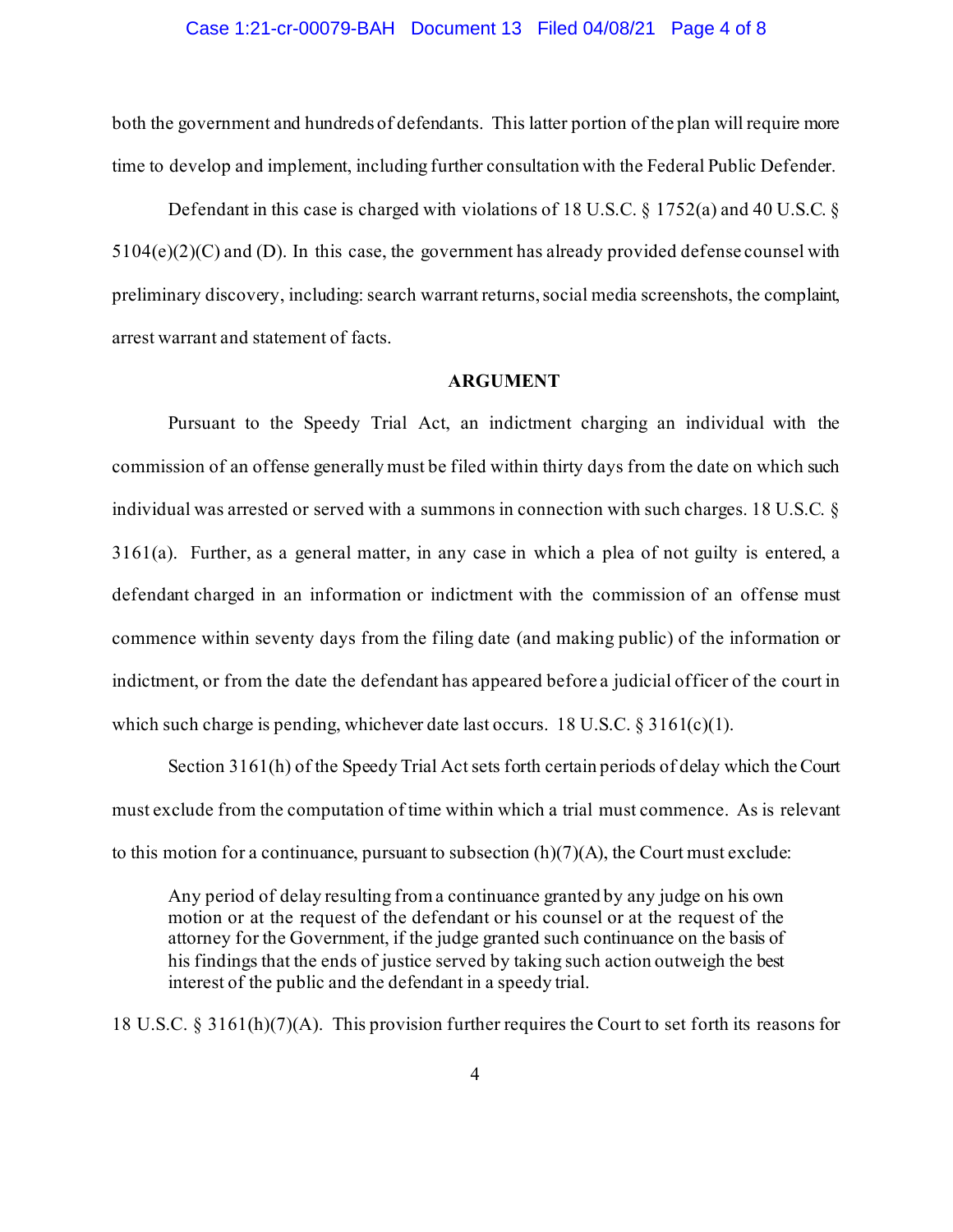both the government and hundreds of defendants. This latter portion of the plan will require more time to develop and implement, including further consultation with the Federal Public Defender.

Defendant in this case is charged with violations of 18 U.S.C. § 1752(a) and 40 U.S.C. § 5104(e)(2)(C) and (D). In this case, the government has already provided defense counsel with preliminary discovery, including: search warrant returns, social media screenshots, the complaint, arrest warrant and statement of facts.

## ARGUMENT

Pursuant to the Speedy Trial Act, an indictment charging an individual with the commission of an offense generally must be filed within thirty days from the date on which such individual was arrested or served with a summons in connection with such charges. 18 U.S.C. § 3161(a). Further, as a general matter, in any case in which a plea of not guilty is entered, a defendant charged in an information or indictment with the commission of an offense must commence within seventy days from the filing date (and making public) of the information or indictment, or from the date the defendant has appeared before a judicial officer of the court in which such charge is pending, whichever date last occurs. 18 U.S.C. § 3161(c)(1).

Section 3161(h) of the Speedy Trial Act sets forth certain periods of delay which the Court must exclude from the computation of time within which a trial must commence. As is relevant to this motion for a continuance, pursuant to subsection (h)(7)(A), the Court must exclude:

> Any period of delay resulting from a continuance granted by any judge on his own motion or at the request of the defendant or his counsel or at the request of the attorney for the Government, if the judge granted such continuance on the basis of his findings that the ends of justice served by taking such action outweigh the best interest of the public and the defendant in a speedy trial.

18 U.S.C. § 3161(h)(7)(A). This provision further requires the Court to set forth its reasons for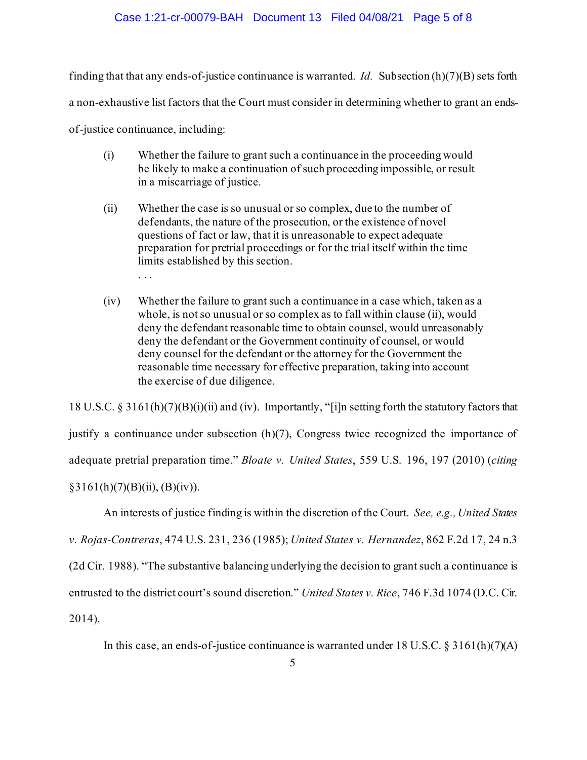finding that that any ends-of-justice continuance is warranted. *Id.* Subsection (h)(7)(B) sets forth a non-exhaustive list factors that the Court must consider in determining whether to grant an ends-of-justice continuance, including:

> (i) Whether the failure to grant such a continuance in the proceeding would be likely to make a continuation of such proceeding impossible, or result in a miscarriage of justice.
>
> (ii) Whether the case is so unusual or so complex, due to the number of defendants, the nature of the prosecution, or the existence of novel questions of fact or law, that it is unreasonable to expect adequate preparation for pretrial proceedings or for the trial itself within the time limits established by this section.
>
> . . .
>
> (iv) Whether the failure to grant such a continuance in a case which, taken as a whole, is not so unusual or so complex as to fall within clause (ii), would deny the defendant reasonable time to obtain counsel, would unreasonably deny the defendant or the Government continuity of counsel, or would deny counsel for the defendant or the attorney for the Government the reasonable time necessary for effective preparation, taking into account the exercise of due diligence.

18 U.S.C. § 3161(h)(7)(B)(i)(ii) and (iv). Importantly, "[i]n setting forth the statutory factors that justify a continuance under subsection (h)(7), Congress twice recognized the importance of adequate pretrial preparation time." *Bloate v. United States*, 559 U.S. 196, 197 (2010) (*citing* §3161(h)(7)(B)(ii), (B)(iv)).

An interests of justice finding is within the discretion of the Court. *See, e.g., United States v. Rojas-Contreras*, 474 U.S. 231, 236 (1985); *United States v. Hernandez*, 862 F.2d 17, 24 n.3 (2d Cir. 1988). "The substantive balancing underlying the decision to grant such a continuance is entrusted to the district court's sound discretion." *United States v. Rice*, 746 F.3d 1074 (D.C. Cir. 2014).

In this case, an ends-of-justice continuance is warranted under 18 U.S.C. § 3161(h)(7)(A)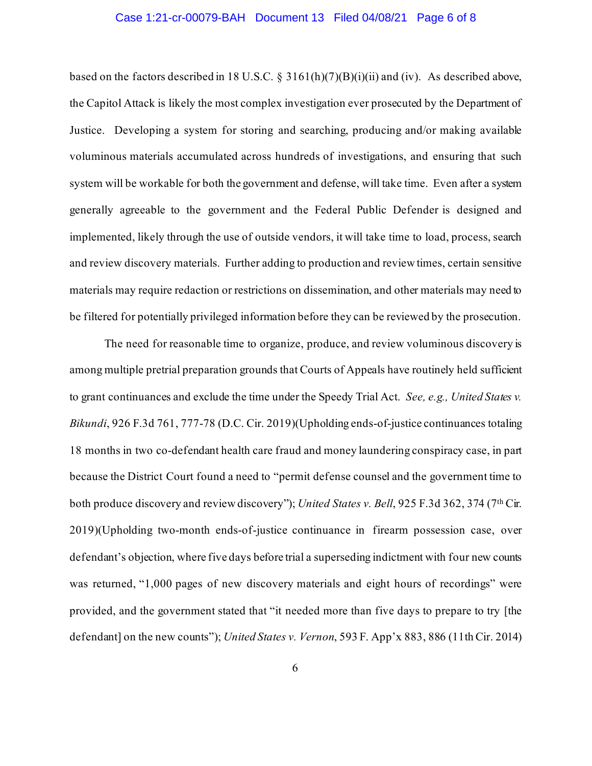based on the factors described in 18 U.S.C. § 3161(h)(7)(B)(i)(ii) and (iv). As described above, the Capitol Attack is likely the most complex investigation ever prosecuted by the Department of Justice. Developing a system for storing and searching, producing and/or making available voluminous materials accumulated across hundreds of investigations, and ensuring that such system will be workable for both the government and defense, will take time. Even after a system generally agreeable to the government and the Federal Public Defender is designed and implemented, likely through the use of outside vendors, it will take time to load, process, search and review discovery materials. Further adding to production and review times, certain sensitive materials may require redaction or restrictions on dissemination, and other materials may need to be filtered for potentially privileged information before they can be reviewed by the prosecution.

The need for reasonable time to organize, produce, and review voluminous discovery is among multiple pretrial preparation grounds that Courts of Appeals have routinely held sufficient to grant continuances and exclude the time under the Speedy Trial Act. *See, e.g., United States v. Bikundi*, 926 F.3d 761, 777-78 (D.C. Cir. 2019)(Upholding ends-of-justice continuances totaling 18 months in two co-defendant health care fraud and money laundering conspiracy case, in part because the District Court found a need to "permit defense counsel and the government time to both produce discovery and review discovery"); *United States v. Bell*, 925 F.3d 362, 374 (7th Cir. 2019)(Upholding two-month ends-of-justice continuance in firearm possession case, over defendant's objection, where five days before trial a superseding indictment with four new counts was returned, "1,000 pages of new discovery materials and eight hours of recordings" were provided, and the government stated that "it needed more than five days to prepare to try [the defendant] on the new counts"); *United States v. Vernon*, 593 F. App'x 883, 886 (11th Cir. 2014)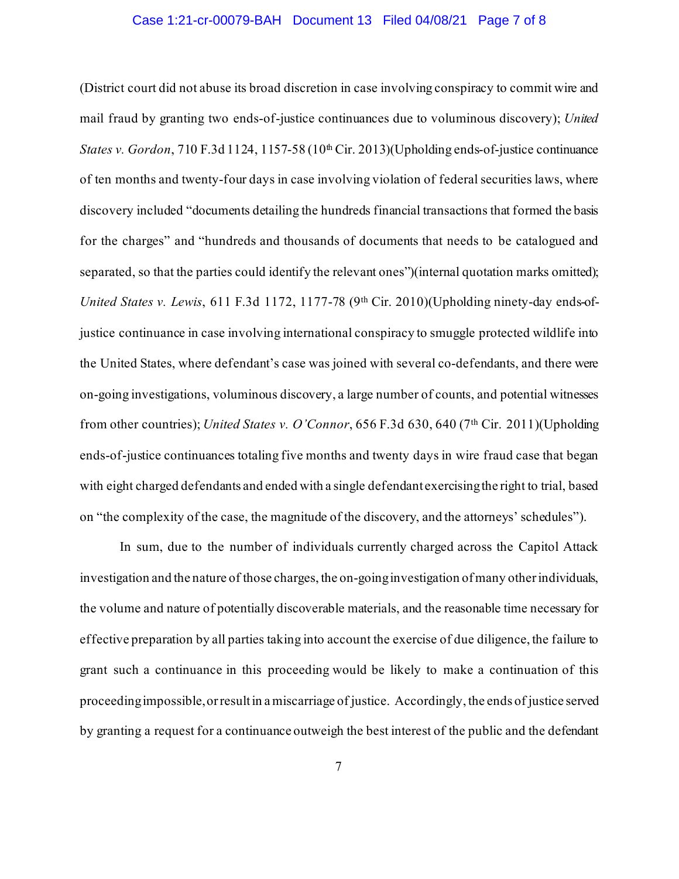(District court did not abuse its broad discretion in case involving conspiracy to commit wire and mail fraud by granting two ends-of-justice continuances due to voluminous discovery); *United States v. Gordon*, 710 F.3d 1124, 1157-58 (10th Cir. 2013)(Upholding ends-of-justice continuance of ten months and twenty-four days in case involving violation of federal securities laws, where discovery included "documents detailing the hundreds financial transactions that formed the basis for the charges" and "hundreds and thousands of documents that needs to be catalogued and separated, so that the parties could identify the relevant ones")(internal quotation marks omitted); *United States v. Lewis*, 611 F.3d 1172, 1177-78 (9th Cir. 2010)(Upholding ninety-day ends-of-justice continuance in case involving international conspiracy to smuggle protected wildlife into the United States, where defendant's case was joined with several co-defendants, and there were on-going investigations, voluminous discovery, a large number of counts, and potential witnesses from other countries); *United States v. O'Connor*, 656 F.3d 630, 640 (7th Cir. 2011)(Upholding ends-of-justice continuances totaling five months and twenty days in wire fraud case that began with eight charged defendants and ended with a single defendant exercising the right to trial, based on "the complexity of the case, the magnitude of the discovery, and the attorneys' schedules").

In sum, due to the number of individuals currently charged across the Capitol Attack investigation and the nature of those charges, the on-going investigation of many other individuals, the volume and nature of potentially discoverable materials, and the reasonable time necessary for effective preparation by all parties taking into account the exercise of due diligence, the failure to grant such a continuance in this proceeding would be likely to make a continuation of this proceeding impossible, or result in a miscarriage of justice. Accordingly, the ends of justice served by granting a request for a continuance outweigh the best interest of the public and the defendant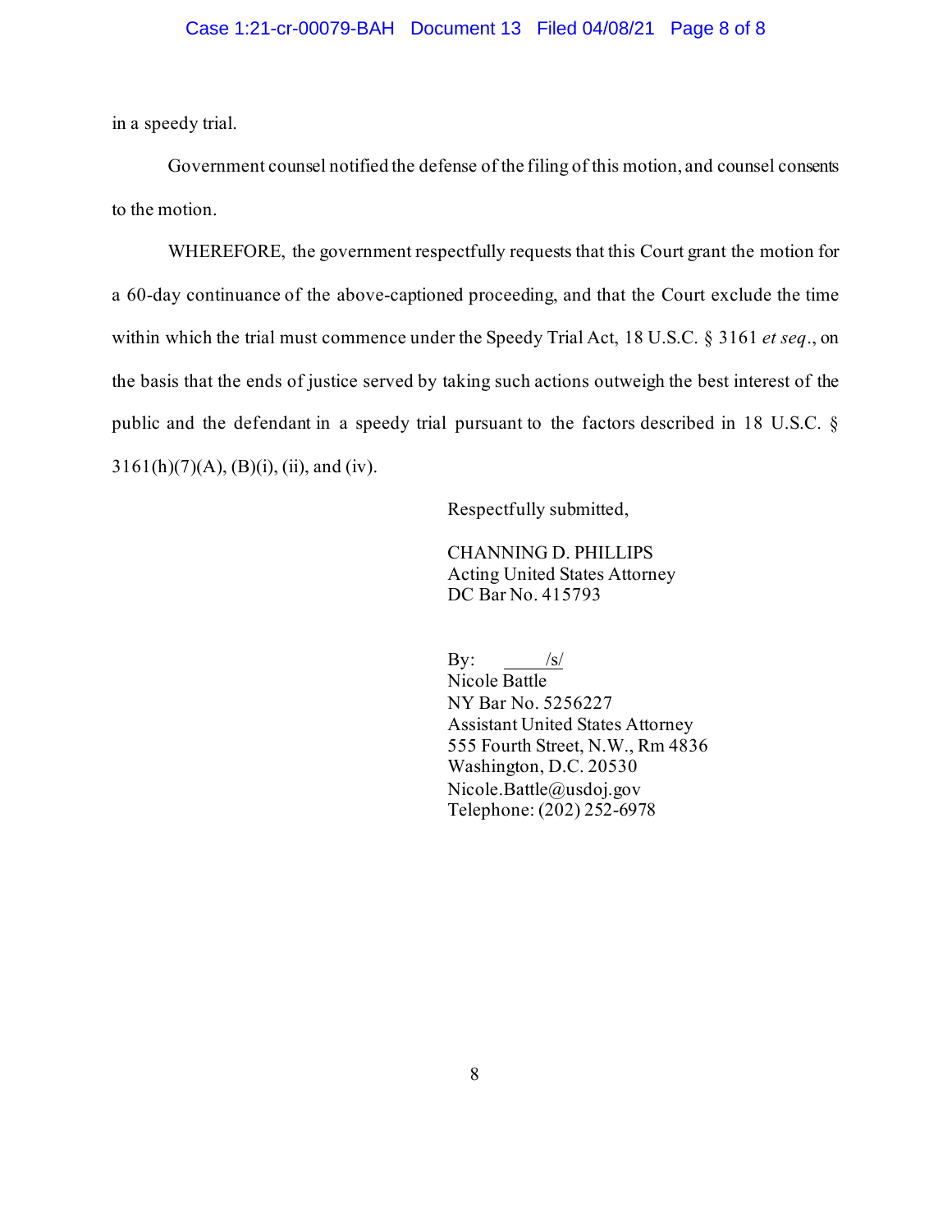in a speedy trial.

Government counsel notified the defense of the filing of this motion, and counsel consents to the motion.

WHEREFORE, the government respectfully requests that this Court grant the motion for a 60-day continuance of the above-captioned proceeding, and that the Court exclude the time within which the trial must commence under the Speedy Trial Act, 18 U.S.C. § 3161 *et seq*., on the basis that the ends of justice served by taking such actions outweigh the best interest of the public and the defendant in a speedy trial pursuant to the factors described in 18 U.S.C. § 3161(h)(7)(A), (B)(i), (ii), and (iv).

Respectfully submitted,

CHANNING D. PHILLIPS
Acting United States Attorney
DC Bar No. 415793

By: /s/
Nicole Battle
NY Bar No. 5256227
Assistant United States Attorney
555 Fourth Street, N.W., Rm 4836
Washington, D.C. 20530
Nicole.Battle@usdoj.gov
Telephone: (202) 252-6978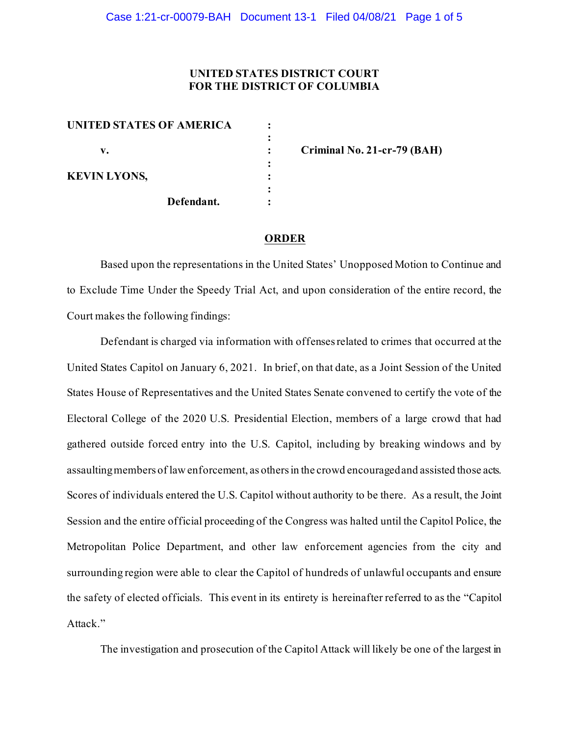**UNITED STATES DISTRICT COURT**
**FOR THE DISTRICT OF COLUMBIA**

| | | |
|---|---|---|
| **UNITED STATES OF AMERICA** | : | |
| | : | |
| **v.** | : | **Criminal No. 21-cr-79 (BAH)** |
| | : | |
| **KEVIN LYONS,** | : | |
| | : | |
| **Defendant.** | : | |

## ORDER

Based upon the representations in the United States' Unopposed Motion to Continue and to Exclude Time Under the Speedy Trial Act, and upon consideration of the entire record, the Court makes the following findings:

Defendant is charged via information with offenses related to crimes that occurred at the United States Capitol on January 6, 2021. In brief, on that date, as a Joint Session of the United States House of Representatives and the United States Senate convened to certify the vote of the Electoral College of the 2020 U.S. Presidential Election, members of a large crowd that had gathered outside forced entry into the U.S. Capitol, including by breaking windows and by assaulting members of law enforcement, as others in the crowd encouraged and assisted those acts. Scores of individuals entered the U.S. Capitol without authority to be there. As a result, the Joint Session and the entire official proceeding of the Congress was halted until the Capitol Police, the Metropolitan Police Department, and other law enforcement agencies from the city and surrounding region were able to clear the Capitol of hundreds of unlawful occupants and ensure the safety of elected officials. This event in its entirety is hereinafter referred to as the "Capitol Attack."

The investigation and prosecution of the Capitol Attack will likely be one of the largest in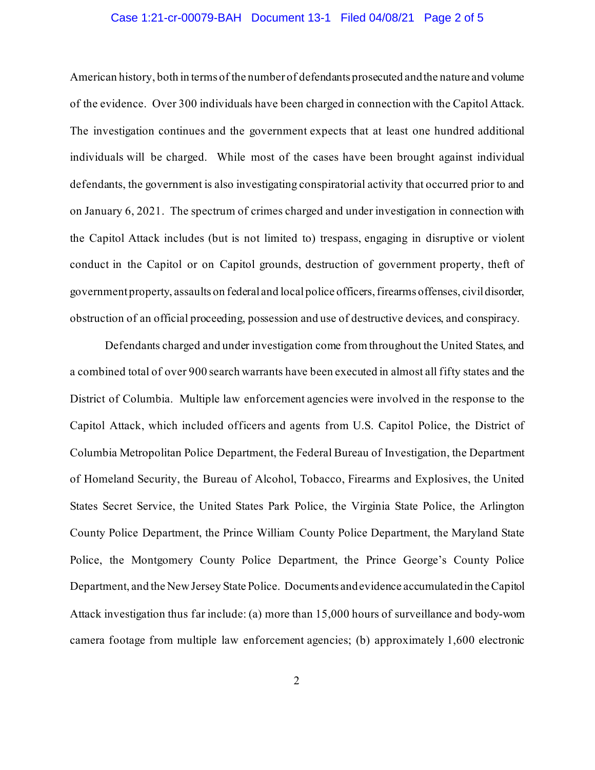American history, both in terms of the number of defendants prosecuted and the nature and volume of the evidence. Over 300 individuals have been charged in connection with the Capitol Attack. The investigation continues and the government expects that at least one hundred additional individuals will be charged. While most of the cases have been brought against individual defendants, the government is also investigating conspiratorial activity that occurred prior to and on January 6, 2021. The spectrum of crimes charged and under investigation in connection with the Capitol Attack includes (but is not limited to) trespass, engaging in disruptive or violent conduct in the Capitol or on Capitol grounds, destruction of government property, theft of government property, assaults on federal and local police officers, firearms offenses, civil disorder, obstruction of an official proceeding, possession and use of destructive devices, and conspiracy.

Defendants charged and under investigation come from throughout the United States, and a combined total of over 900 search warrants have been executed in almost all fifty states and the District of Columbia. Multiple law enforcement agencies were involved in the response to the Capitol Attack, which included officers and agents from U.S. Capitol Police, the District of Columbia Metropolitan Police Department, the Federal Bureau of Investigation, the Department of Homeland Security, the Bureau of Alcohol, Tobacco, Firearms and Explosives, the United States Secret Service, the United States Park Police, the Virginia State Police, the Arlington County Police Department, the Prince William County Police Department, the Maryland State Police, the Montgomery County Police Department, the Prince George's County Police Department, and the New Jersey State Police. Documents and evidence accumulated in the Capitol Attack investigation thus far include: (a) more than 15,000 hours of surveillance and body-worn camera footage from multiple law enforcement agencies; (b) approximately 1,600 electronic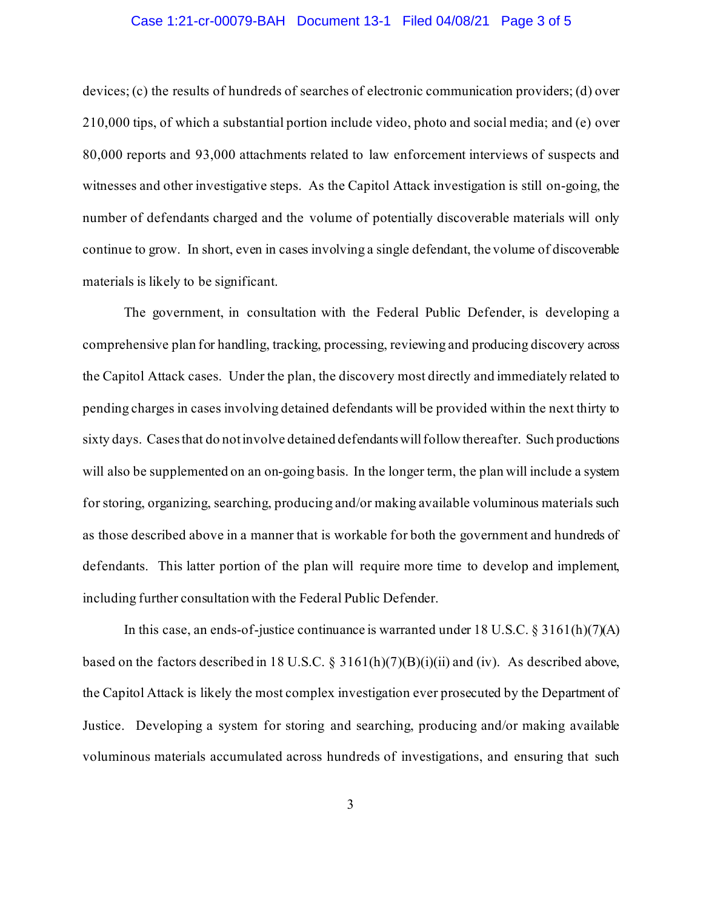devices; (c) the results of hundreds of searches of electronic communication providers; (d) over 210,000 tips, of which a substantial portion include video, photo and social media; and (e) over 80,000 reports and 93,000 attachments related to law enforcement interviews of suspects and witnesses and other investigative steps. As the Capitol Attack investigation is still on-going, the number of defendants charged and the volume of potentially discoverable materials will only continue to grow. In short, even in cases involving a single defendant, the volume of discoverable materials is likely to be significant.

The government, in consultation with the Federal Public Defender, is developing a comprehensive plan for handling, tracking, processing, reviewing and producing discovery across the Capitol Attack cases. Under the plan, the discovery most directly and immediately related to pending charges in cases involving detained defendants will be provided within the next thirty to sixty days. Cases that do not involve detained defendants will follow thereafter. Such productions will also be supplemented on an on-going basis. In the longer term, the plan will include a system for storing, organizing, searching, producing and/or making available voluminous materials such as those described above in a manner that is workable for both the government and hundreds of defendants. This latter portion of the plan will require more time to develop and implement, including further consultation with the Federal Public Defender.

In this case, an ends-of-justice continuance is warranted under 18 U.S.C. § 3161(h)(7)(A) based on the factors described in 18 U.S.C. § 3161(h)(7)(B)(i)(ii) and (iv). As described above, the Capitol Attack is likely the most complex investigation ever prosecuted by the Department of Justice. Developing a system for storing and searching, producing and/or making available voluminous materials accumulated across hundreds of investigations, and ensuring that such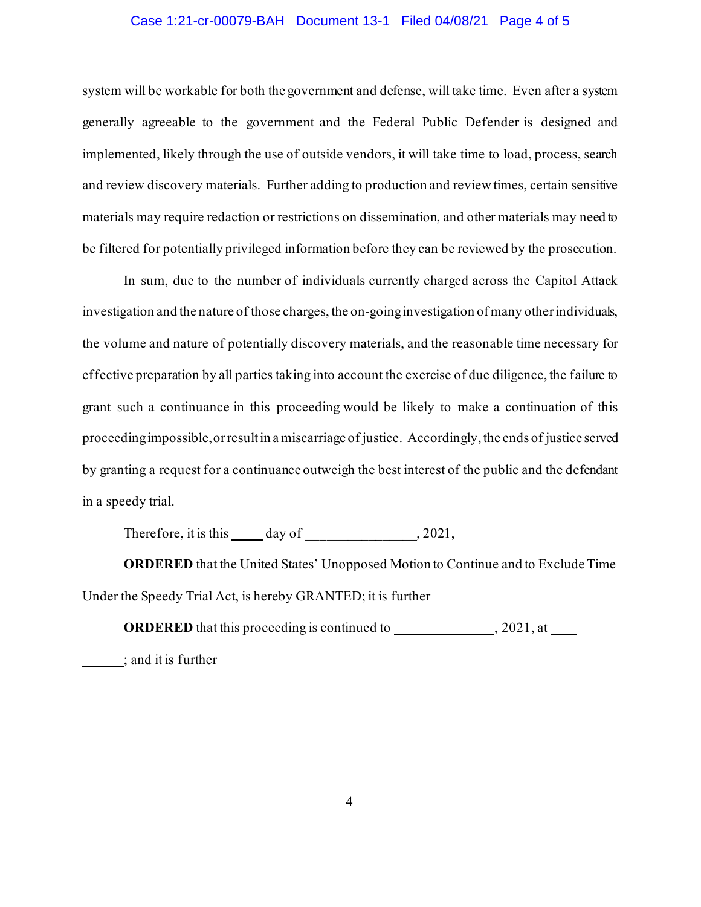system will be workable for both the government and defense, will take time. Even after a system generally agreeable to the government and the Federal Public Defender is designed and implemented, likely through the use of outside vendors, it will take time to load, process, search and review discovery materials. Further adding to production and review times, certain sensitive materials may require redaction or restrictions on dissemination, and other materials may need to be filtered for potentially privileged information before they can be reviewed by the prosecution.

In sum, due to the number of individuals currently charged across the Capitol Attack investigation and the nature of those charges, the on-going investigation of many other individuals, the volume and nature of potentially discovery materials, and the reasonable time necessary for effective preparation by all parties taking into account the exercise of due diligence, the failure to grant such a continuance in this proceeding would be likely to make a continuation of this proceeding impossible, or result in a miscarriage of justice. Accordingly, the ends of justice served by granting a request for a continuance outweigh the best interest of the public and the defendant in a speedy trial.

Therefore, it is this _____ day of ________________, 2021,

**ORDERED** that the United States' Unopposed Motion to Continue and to Exclude Time Under the Speedy Trial Act, is hereby GRANTED; it is further

**ORDERED** that this proceeding is continued to ______________, 2021, at ____ ______; and it is further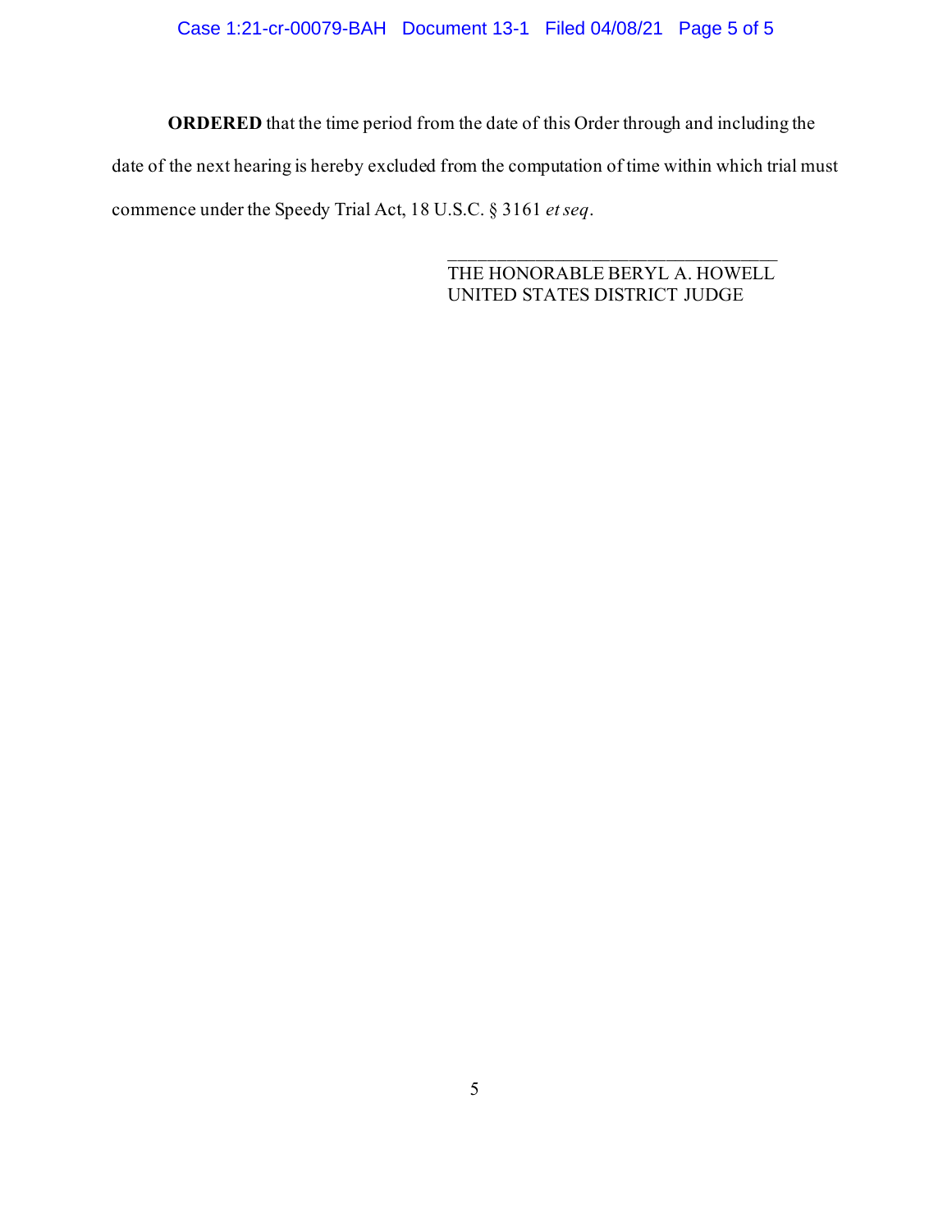**ORDERED** that the time period from the date of this Order through and including the date of the next hearing is hereby excluded from the computation of time within which trial must commence under the Speedy Trial Act, 18 U.S.C. § 3161 *et seq*.

\_\_\_\_\_\_\_\_\_\_\_\_\_\_\_\_\_\_\_\_\_\_\_\_\_\_\_\_\_\_\_\_\_\_\_\_
THE HONORABLE BERYL A. HOWELL
UNITED STATES DISTRICT JUDGE